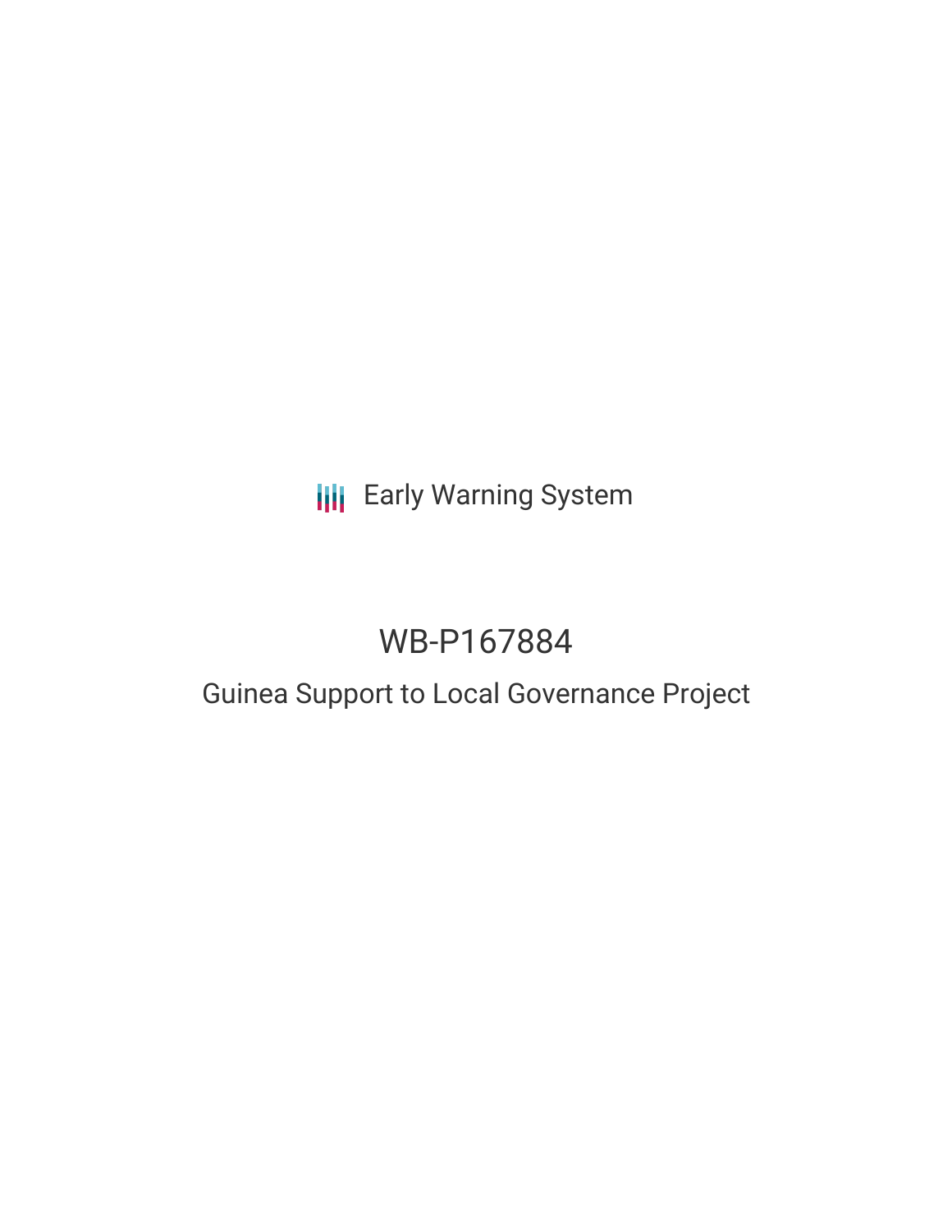Early Warning System

# WB-P167884

## Guinea Support to Local Governance Project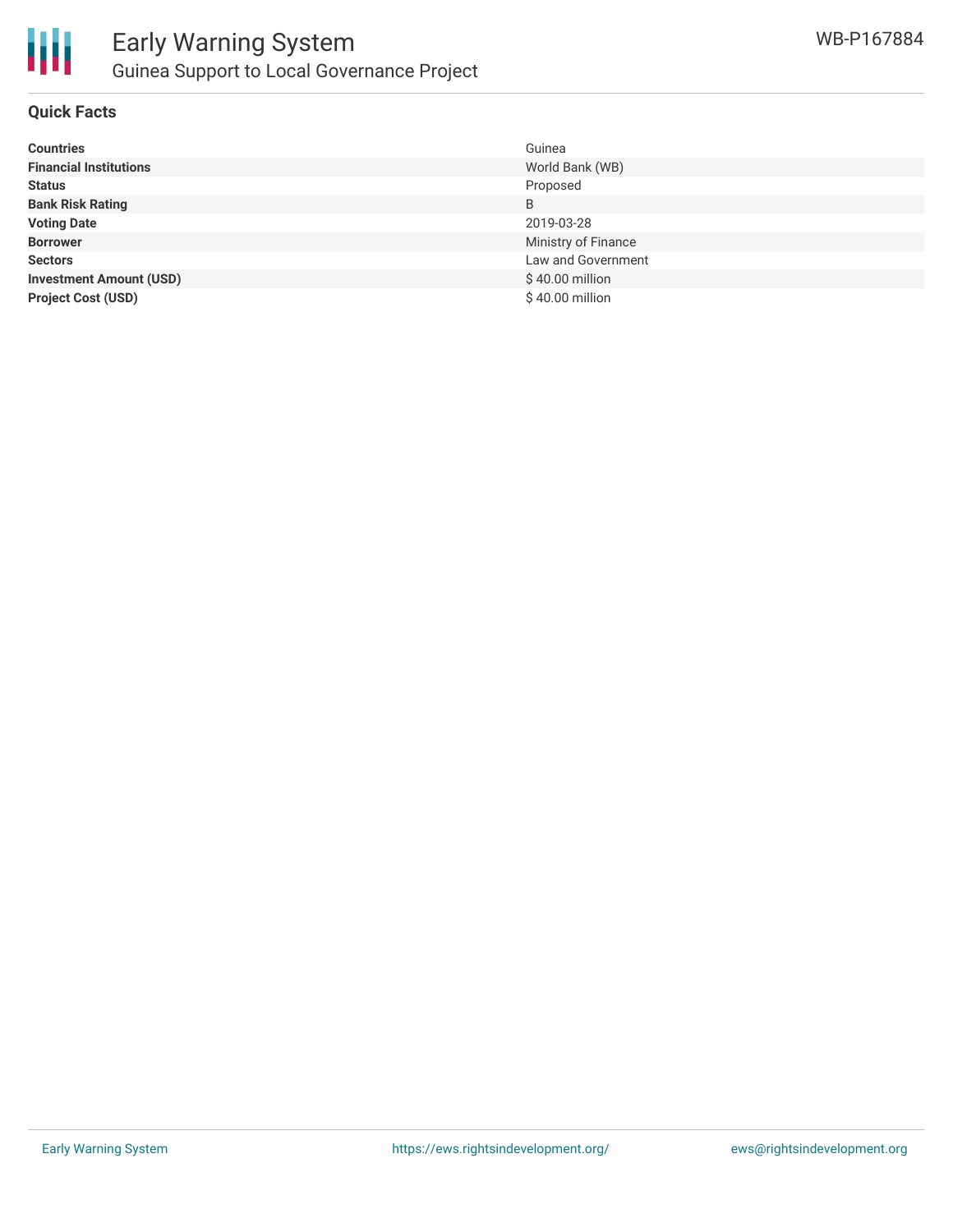## Quick Facts

| | |
|---|---|
| **Countries** | Guinea |
| **Financial Institutions** | World Bank (WB) |
| **Status** | Proposed |
| **Bank Risk Rating** | B |
| **Voting Date** | 2019-03-28 |
| **Borrower** | Ministry of Finance |
| **Sectors** | Law and Government |
| **Investment Amount (USD)** | $ 40.00 million |
| **Project Cost (USD)** | $ 40.00 million |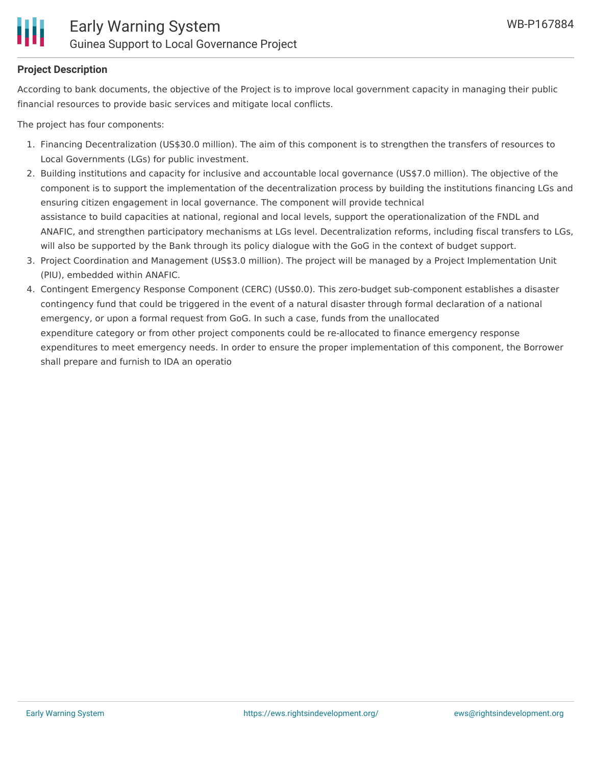**Project Description**

According to bank documents, the objective of the Project is to improve local government capacity in managing their public financial resources to provide basic services and mitigate local conflicts.

The project has four components:

1. Financing Decentralization (US$30.0 million). The aim of this component is to strengthen the transfers of resources to Local Governments (LGs) for public investment.
2. Building institutions and capacity for inclusive and accountable local governance (US$7.0 million). The objective of the component is to support the implementation of the decentralization process by building the institutions financing LGs and ensuring citizen engagement in local governance. The component will provide technical assistance to build capacities at national, regional and local levels, support the operationalization of the FNDL and ANAFIC, and strengthen participatory mechanisms at LGs level. Decentralization reforms, including fiscal transfers to LGs, will also be supported by the Bank through its policy dialogue with the GoG in the context of budget support.
3. Project Coordination and Management (US$3.0 million). The project will be managed by a Project Implementation Unit (PIU), embedded within ANAFIC.
4. Contingent Emergency Response Component (CERC) (US$0.0). This zero-budget sub-component establishes a disaster contingency fund that could be triggered in the event of a natural disaster through formal declaration of a national emergency, or upon a formal request from GoG. In such a case, funds from the unallocated expenditure category or from other project components could be re-allocated to finance emergency response expenditures to meet emergency needs. In order to ensure the proper implementation of this component, the Borrower shall prepare and furnish to IDA an operatio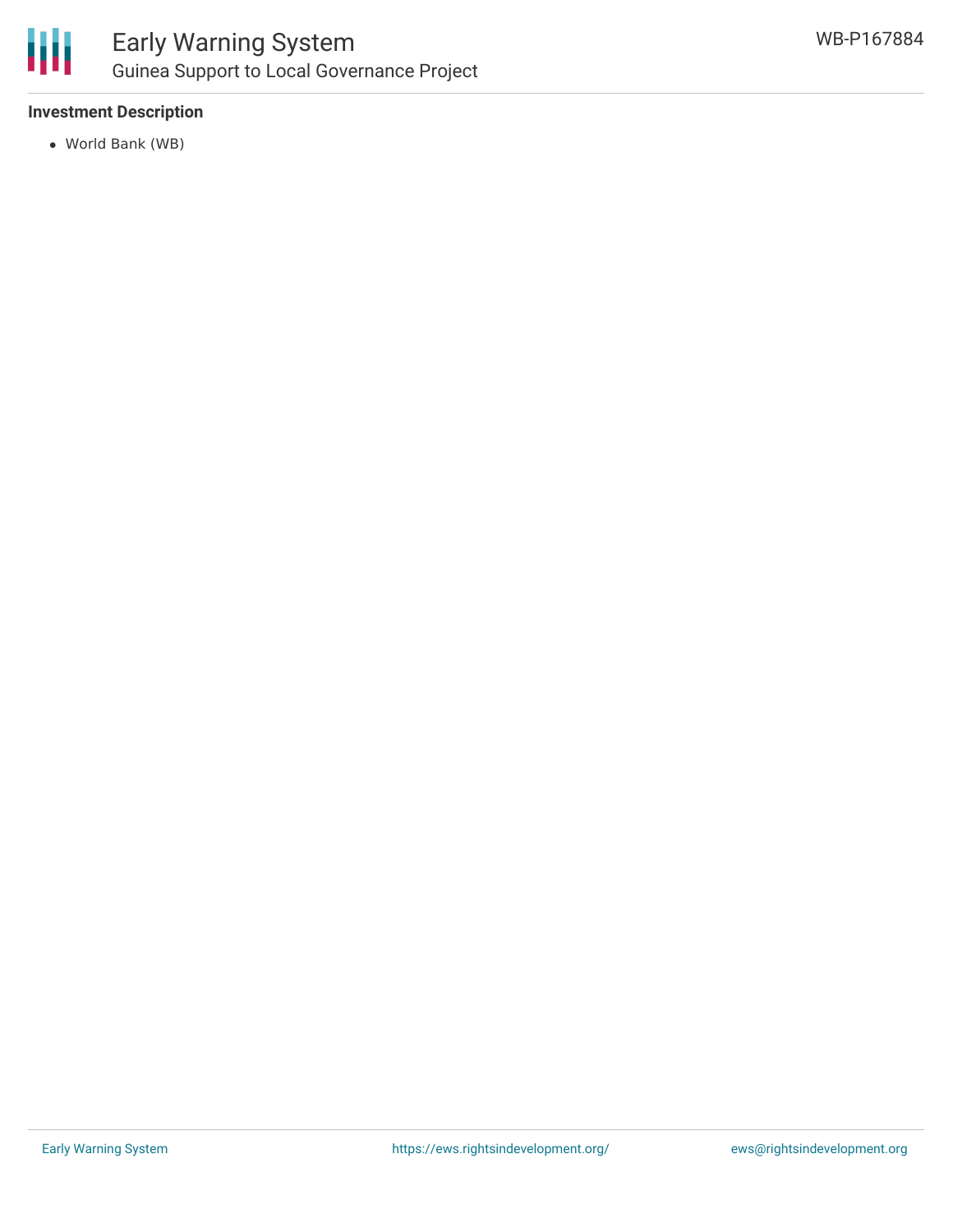**Investment Description**

- World Bank (WB)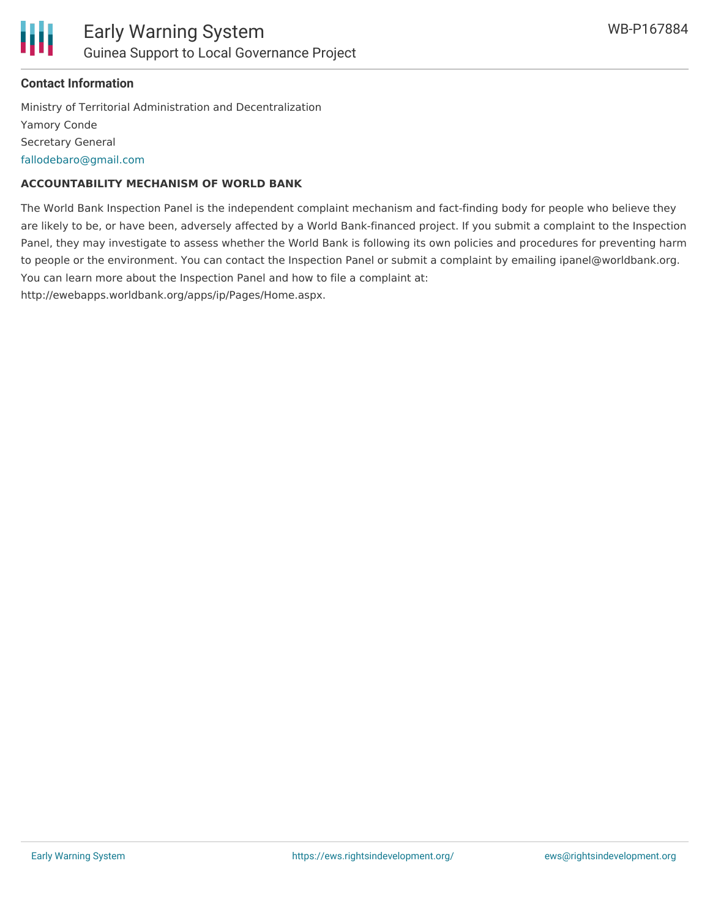**Contact Information**

Ministry of Territorial Administration and Decentralization
Yamory Conde
Secretary General
fallodebaro@gmail.com

**ACCOUNTABILITY MECHANISM OF WORLD BANK**

The World Bank Inspection Panel is the independent complaint mechanism and fact-finding body for people who believe they are likely to be, or have been, adversely affected by a World Bank-financed project. If you submit a complaint to the Inspection Panel, they may investigate to assess whether the World Bank is following its own policies and procedures for preventing harm to people or the environment. You can contact the Inspection Panel or submit a complaint by emailing ipanel@worldbank.org. You can learn more about the Inspection Panel and how to file a complaint at: http://ewebapps.worldbank.org/apps/ip/Pages/Home.aspx.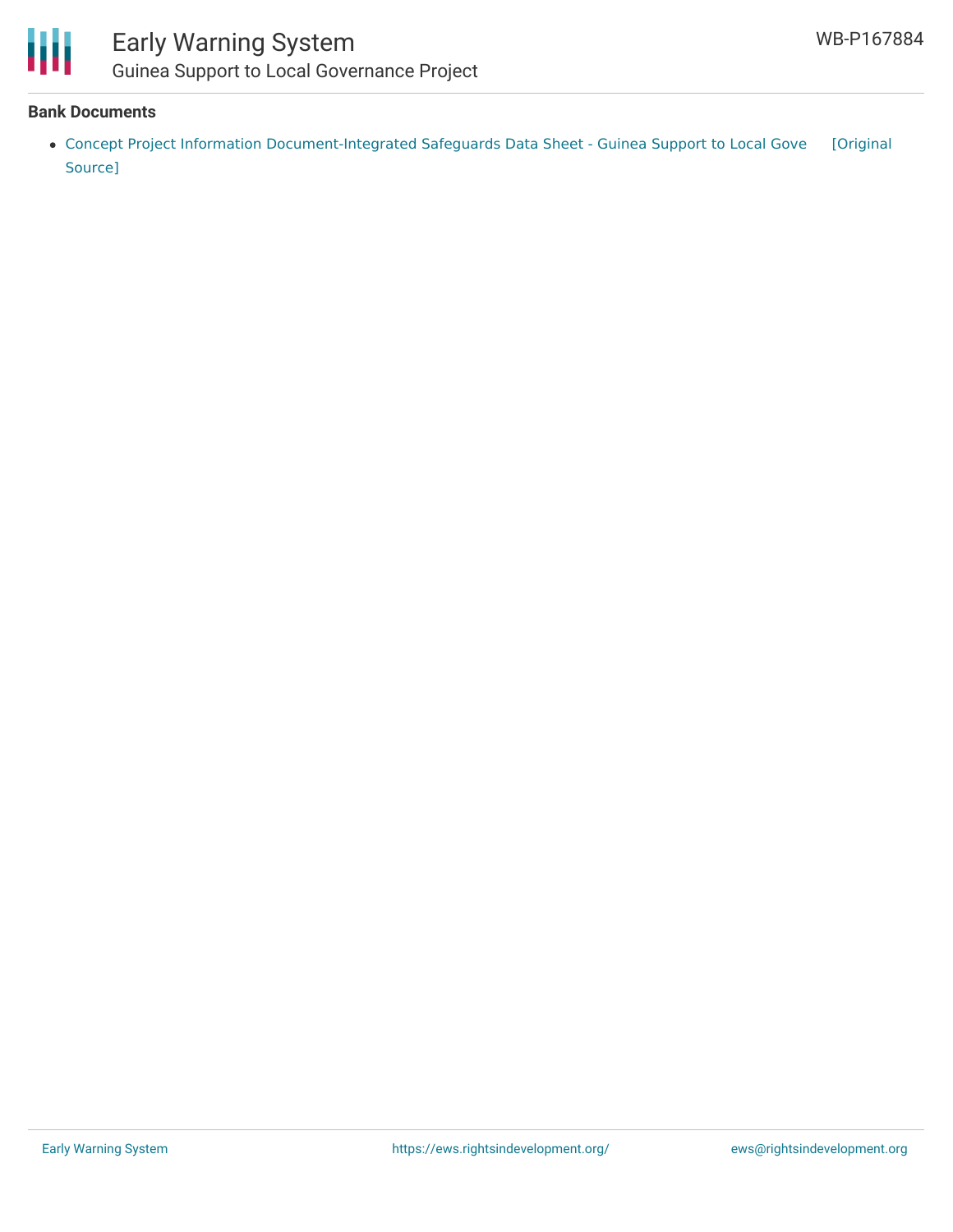**Bank Documents**

- Concept Project Information Document-Integrated Safeguards Data Sheet - Guinea Support to Local Gove [Original Source]